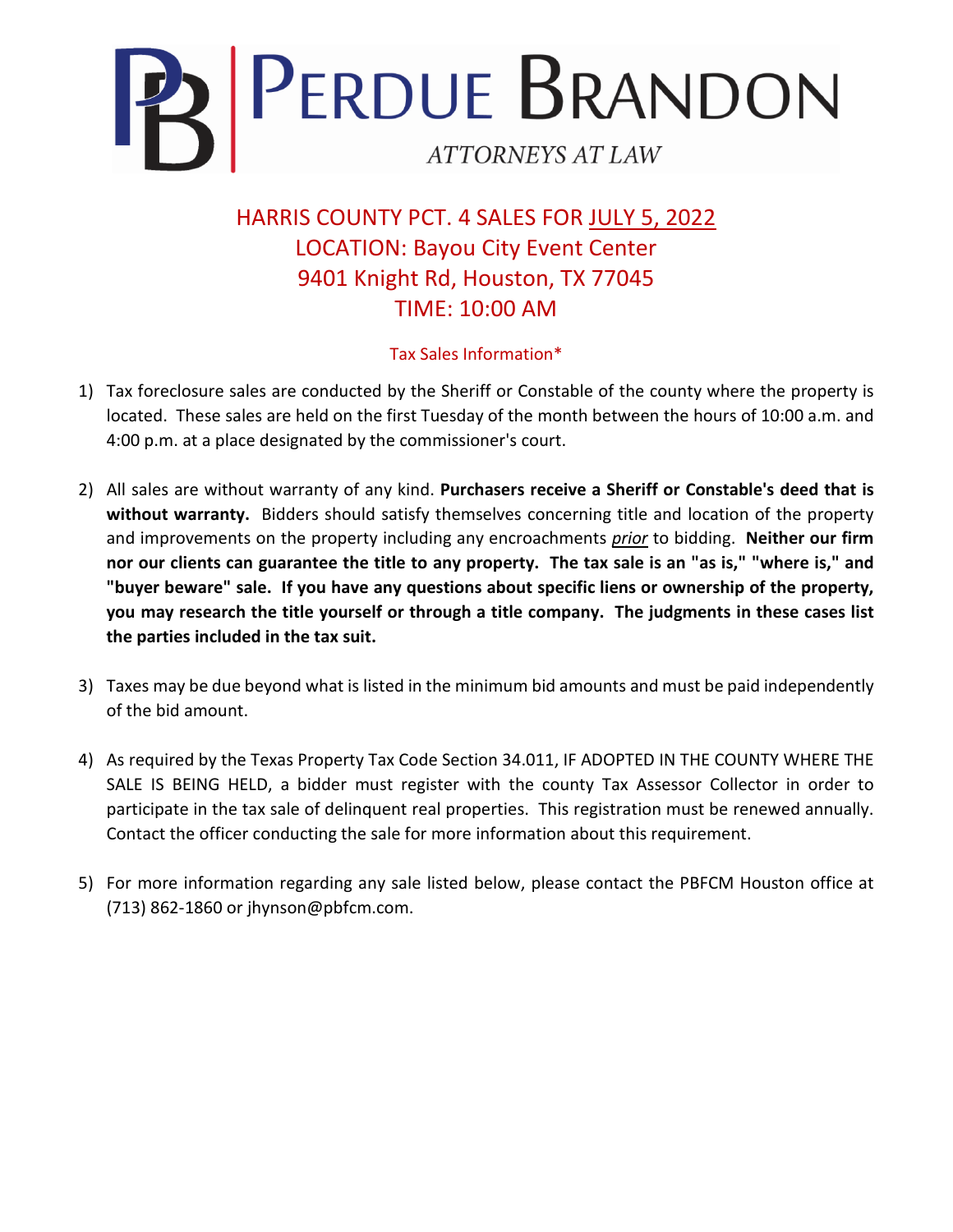# PERDUE BRANDON

ATTORNEYS AT LAW

## HARRIS COUNTY PCT. 4 SALES FOR JULY 5, 2022
## LOCATION: Bayou City Event Center
## 9401 Knight Rd, Houston, TX 77045
## TIME: 10:00 AM

### Tax Sales Information*

1) Tax foreclosure sales are conducted by the Sheriff or Constable of the county where the property is located. These sales are held on the first Tuesday of the month between the hours of 10:00 a.m. and 4:00 p.m. at a place designated by the commissioner's court.

2) All sales are without warranty of any kind. **Purchasers receive a Sheriff or Constable's deed that is without warranty.** Bidders should satisfy themselves concerning title and location of the property and improvements on the property including any encroachments *prior* to bidding. **Neither our firm nor our clients can guarantee the title to any property. The tax sale is an "as is," "where is," and "buyer beware" sale. If you have any questions about specific liens or ownership of the property, you may research the title yourself or through a title company. The judgments in these cases list the parties included in the tax suit.**

3) Taxes may be due beyond what is listed in the minimum bid amounts and must be paid independently of the bid amount.

4) As required by the Texas Property Tax Code Section 34.011, IF ADOPTED IN THE COUNTY WHERE THE SALE IS BEING HELD, a bidder must register with the county Tax Assessor Collector in order to participate in the tax sale of delinquent real properties. This registration must be renewed annually. Contact the officer conducting the sale for more information about this requirement.

5) For more information regarding any sale listed below, please contact the PBFCM Houston office at (713) 862-1860 or jhynson@pbfcm.com.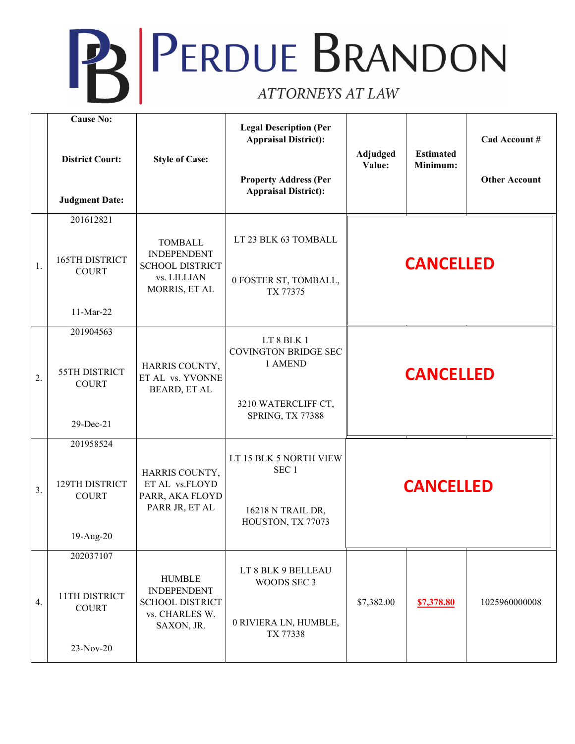# PERDUE BRANDON

*ATTORNEYS AT LAW*

| | Cause No:<br><br>District Court:<br><br>Judgment Date: | Style of Case: | Legal Description (Per Appraisal District):<br><br>Property Address (Per Appraisal District): | Adjudged Value: | Estimated Minimum: | Cad Account #<br><br>Other Account |
|---|---|---|---|---|---|---|
| 1. | 201612821<br><br>165TH DISTRICT COURT<br><br>11-Mar-22 | TOMBALL INDEPENDENT SCHOOL DISTRICT vs. LILLIAN MORRIS, ET AL | LT 23 BLK 63 TOMBALL<br><br>0 FOSTER ST, TOMBALL, TX 77375 | **CANCELLED** | | |
| 2. | 201904563<br><br>55TH DISTRICT COURT<br><br>29-Dec-21 | HARRIS COUNTY, ET AL vs. YVONNE BEARD, ET AL | LT 8 BLK 1 COVINGTON BRIDGE SEC 1 AMEND<br><br>3210 WATERCLIFF CT, SPRING, TX 77388 | **CANCELLED** | | |
| 3. | 201958524<br><br>129TH DISTRICT COURT<br><br>19-Aug-20 | HARRIS COUNTY, ET AL vs.FLOYD PARR, AKA FLOYD PARR JR, ET AL | LT 15 BLK 5 NORTH VIEW SEC 1<br><br>16218 N TRAIL DR, HOUSTON, TX 77073 | **CANCELLED** | | |
| 4. | 202037107<br><br>11TH DISTRICT COURT<br><br>23-Nov-20 | HUMBLE INDEPENDENT SCHOOL DISTRICT vs. CHARLES W. SAXON, JR. | LT 8 BLK 9 BELLEAU WOODS SEC 3<br><br>0 RIVIERA LN, HUMBLE, TX 77338 | $7,382.00 | **$7,378.80** | 1025960000008 |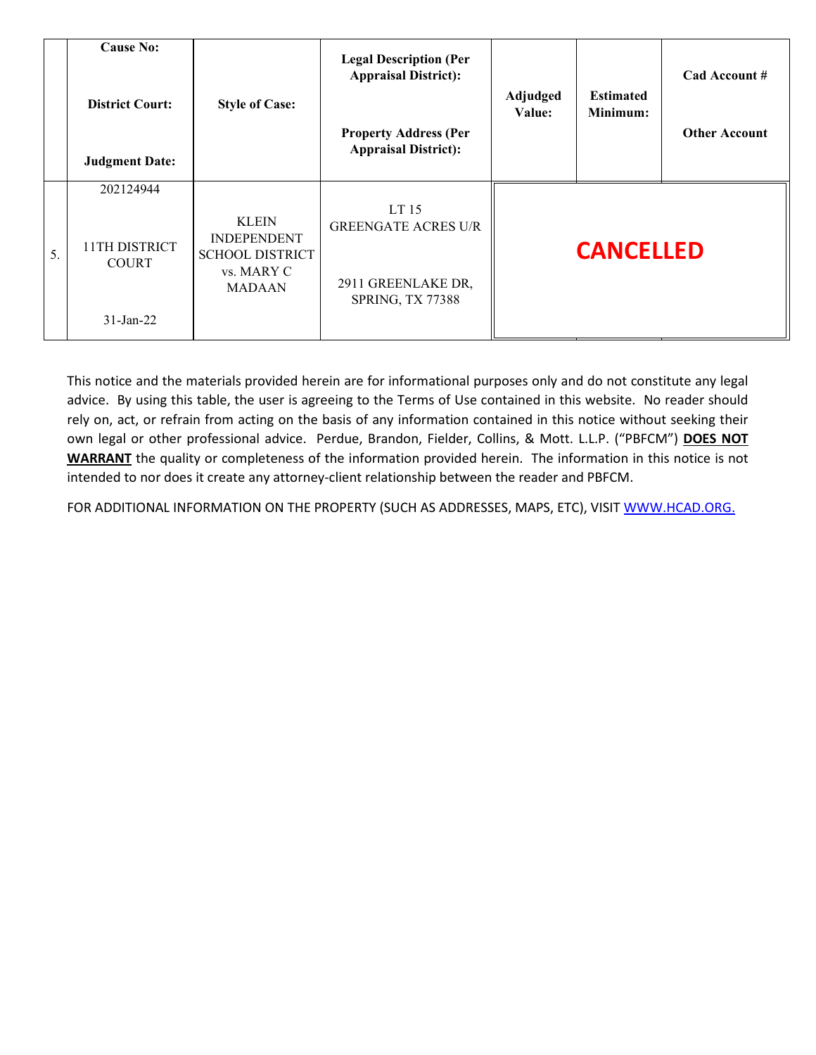| | Cause No:<br><br>District Court:<br><br>Judgment Date: | Style of Case: | Legal Description (Per Appraisal District):<br><br>Property Address (Per Appraisal District): | Adjudged Value: | Estimated Minimum: | Cad Account #<br><br>Other Account |
|---|---|---|---|---|---|---|
| 5. | 202124944<br><br>11TH DISTRICT COURT<br><br>31-Jan-22 | KLEIN INDEPENDENT SCHOOL DISTRICT vs. MARY C MADAAN | LT 15 GREENGATE ACRES U/R<br><br>2911 GREENLAKE DR, SPRING, TX 77388 | **CANCELLED** | | |

This notice and the materials provided herein are for informational purposes only and do not constitute any legal advice. By using this table, the user is agreeing to the Terms of Use contained in this website. No reader should rely on, act, or refrain from acting on the basis of any information contained in this notice without seeking their own legal or other professional advice. Perdue, Brandon, Fielder, Collins, & Mott. L.L.P. ("PBFCM") **DOES NOT WARRANT** the quality or completeness of the information provided herein. The information in this notice is not intended to nor does it create any attorney-client relationship between the reader and PBFCM.

FOR ADDITIONAL INFORMATION ON THE PROPERTY (SUCH AS ADDRESSES, MAPS, ETC), VISIT [WWW.HCAD.ORG.](http://WWW.HCAD.ORG)